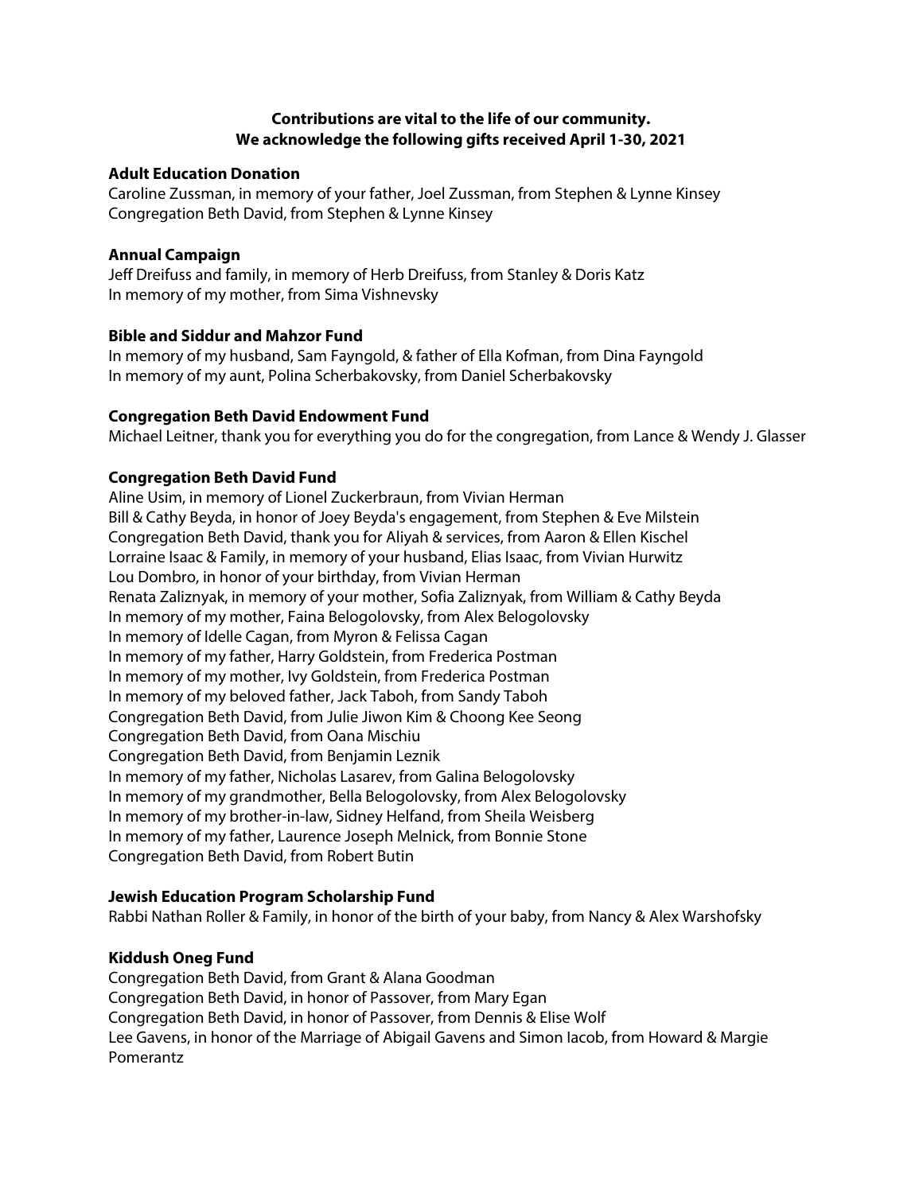**Contributions are vital to the life of our community.**
**We acknowledge the following gifts received April 1-30, 2021**

**Adult Education Donation**

Caroline Zussman, in memory of your father, Joel Zussman, from Stephen & Lynne Kinsey
Congregation Beth David, from Stephen & Lynne Kinsey

**Annual Campaign**

Jeff Dreifuss and family, in memory of Herb Dreifuss, from Stanley & Doris Katz
In memory of my mother, from Sima Vishnevsky

**Bible and Siddur and Mahzor Fund**

In memory of my husband, Sam Fayngold, & father of Ella Kofman, from Dina Fayngold
In memory of my aunt, Polina Scherbakovsky, from Daniel Scherbakovsky

**Congregation Beth David Endowment Fund**

Michael Leitner, thank you for everything you do for the congregation, from Lance & Wendy J. Glasser

**Congregation Beth David Fund**

Aline Usim, in memory of Lionel Zuckerbraun, from Vivian Herman
Bill & Cathy Beyda, in honor of Joey Beyda's engagement, from Stephen & Eve Milstein
Congregation Beth David, thank you for Aliyah & services, from Aaron & Ellen Kischel
Lorraine Isaac & Family, in memory of your husband, Elias Isaac, from Vivian Hurwitz
Lou Dombro, in honor of your birthday, from Vivian Herman
Renata Zaliznyak, in memory of your mother, Sofia Zaliznyak, from William & Cathy Beyda
In memory of my mother, Faina Belogolovsky, from Alex Belogolovsky
In memory of Idelle Cagan, from Myron & Felissa Cagan
In memory of my father, Harry Goldstein, from Frederica Postman
In memory of my mother, Ivy Goldstein, from Frederica Postman
In memory of my beloved father, Jack Taboh, from Sandy Taboh
Congregation Beth David, from Julie Jiwon Kim & Choong Kee Seong
Congregation Beth David, from Oana Mischiu
Congregation Beth David, from Benjamin Leznik
In memory of my father, Nicholas Lasarev, from Galina Belogolovsky
In memory of my grandmother, Bella Belogolovsky, from Alex Belogolovsky
In memory of my brother-in-law, Sidney Helfand, from Sheila Weisberg
In memory of my father, Laurence Joseph Melnick, from Bonnie Stone
Congregation Beth David, from Robert Butin

**Jewish Education Program Scholarship Fund**

Rabbi Nathan Roller & Family, in honor of the birth of your baby, from Nancy & Alex Warshofsky

**Kiddush Oneg Fund**

Congregation Beth David, from Grant & Alana Goodman
Congregation Beth David, in honor of Passover, from Mary Egan
Congregation Beth David, in honor of Passover, from Dennis & Elise Wolf
Lee Gavens, in honor of the Marriage of Abigail Gavens and Simon Iacob, from Howard & Margie Pomerantz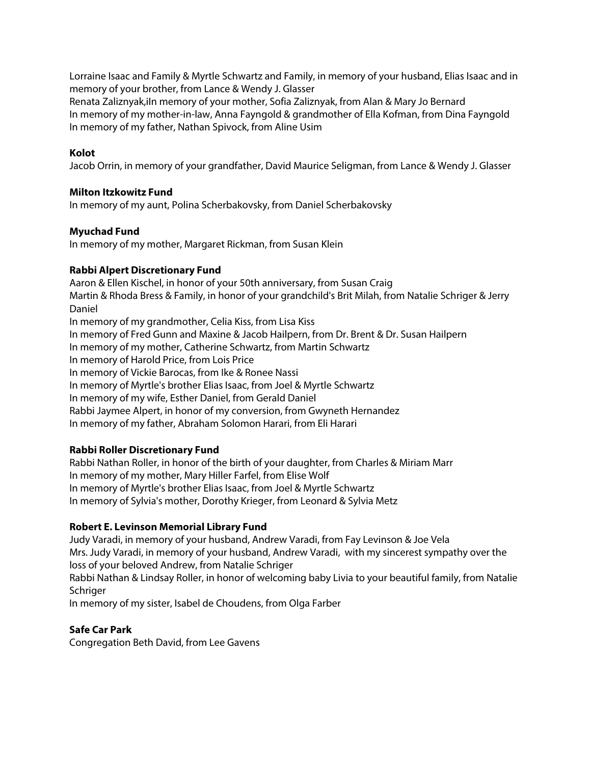Lorraine Isaac and Family & Myrtle Schwartz and Family, in memory of your husband, Elias Isaac and in memory of your brother, from Lance & Wendy J. Glasser
Renata Zaliznyak,iIn memory of your mother, Sofia Zaliznyak, from Alan & Mary Jo Bernard
In memory of my mother-in-law, Anna Fayngold & grandmother of Ella Kofman, from Dina Fayngold
In memory of my father, Nathan Spivock, from Aline Usim

**Kolot**
Jacob Orrin, in memory of your grandfather, David Maurice Seligman, from Lance & Wendy J. Glasser

**Milton Itzkowitz Fund**
In memory of my aunt, Polina Scherbakovsky, from Daniel Scherbakovsky

**Myuchad Fund**
In memory of my mother, Margaret Rickman, from Susan Klein

**Rabbi Alpert Discretionary Fund**
Aaron & Ellen Kischel, in honor of your 50th anniversary, from Susan Craig
Martin & Rhoda Bress & Family, in honor of your grandchild's Brit Milah, from Natalie Schriger & Jerry Daniel
In memory of my grandmother, Celia Kiss, from Lisa Kiss
In memory of Fred Gunn and Maxine & Jacob Hailpern, from Dr. Brent & Dr. Susan Hailpern
In memory of my mother, Catherine Schwartz, from Martin Schwartz
In memory of Harold Price, from Lois Price
In memory of Vickie Barocas, from Ike & Ronee Nassi
In memory of Myrtle's brother Elias Isaac, from Joel & Myrtle Schwartz
In memory of my wife, Esther Daniel, from Gerald Daniel
Rabbi Jaymee Alpert, in honor of my conversion, from Gwyneth Hernandez
In memory of my father, Abraham Solomon Harari, from Eli Harari

**Rabbi Roller Discretionary Fund**
Rabbi Nathan Roller, in honor of the birth of your daughter, from Charles & Miriam Marr
In memory of my mother, Mary Hiller Farfel, from Elise Wolf
In memory of Myrtle's brother Elias Isaac, from Joel & Myrtle Schwartz
In memory of Sylvia's mother, Dorothy Krieger, from Leonard & Sylvia Metz

**Robert E. Levinson Memorial Library Fund**
Judy Varadi, in memory of your husband, Andrew Varadi, from Fay Levinson & Joe Vela
Mrs. Judy Varadi, in memory of your husband, Andrew Varadi, with my sincerest sympathy over the loss of your beloved Andrew, from Natalie Schriger
Rabbi Nathan & Lindsay Roller, in honor of welcoming baby Livia to your beautiful family, from Natalie Schriger
In memory of my sister, Isabel de Choudens, from Olga Farber

**Safe Car Park**
Congregation Beth David, from Lee Gavens